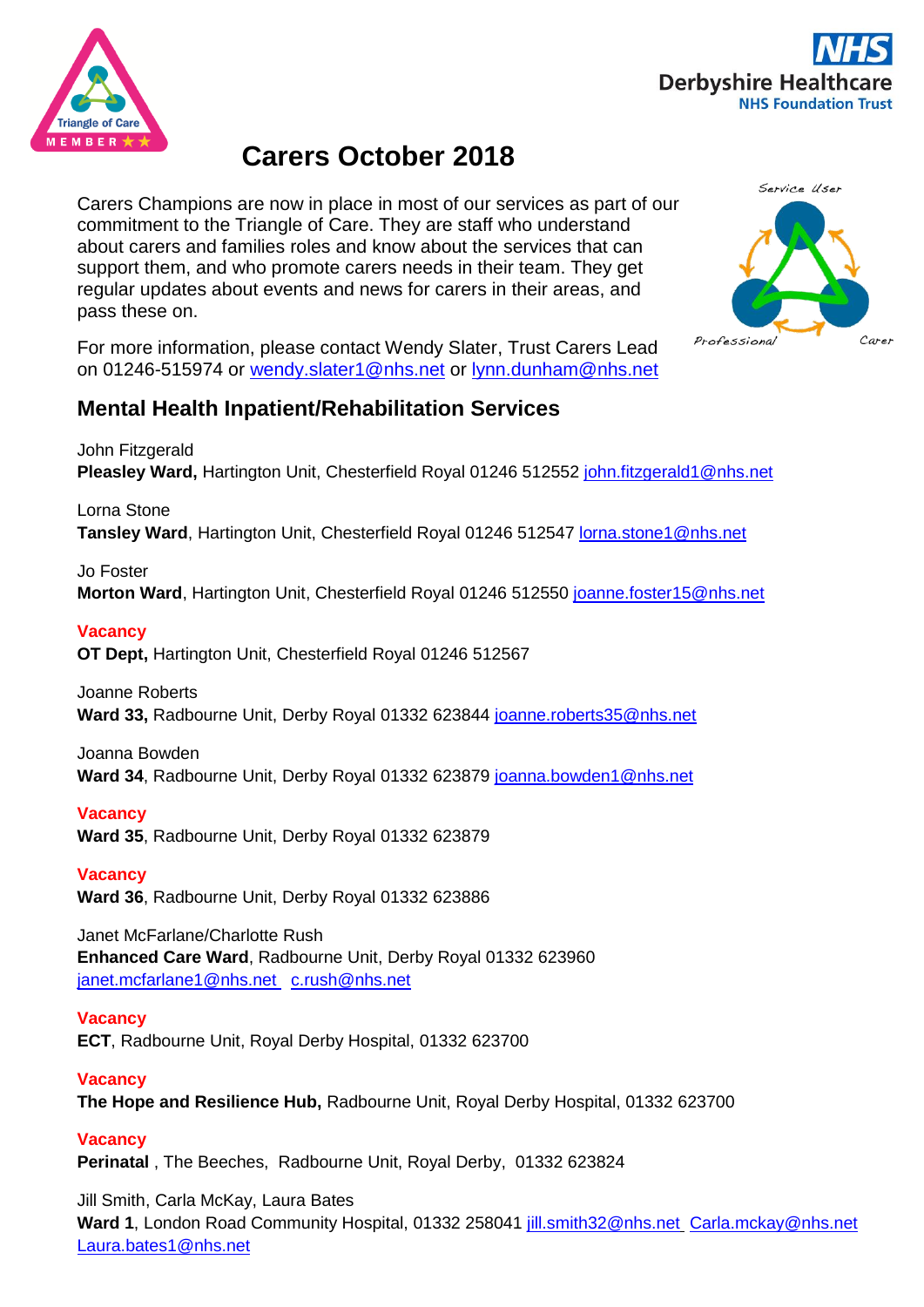# Carers October 2018

Carers Champions are now in place in most of our services as part of our commitment to the Triangle of Care. They are staff who understand about carers and families roles and know about the services that can support them, and who promote carers needs in their team. They get regular updates about events and news for carers in their areas, and pass these on.

For more information, please contact Wendy Slater, Trust Carers Lead on 01246-515974 or wendy.slater1@nhs.net or lynn.dunham@nhs.net

## Mental Health Inpatient/Rehabilitation Services

John Fitzgerald
**Pleasley Ward,** Hartington Unit, Chesterfield Royal 01246 512552 john.fitzgerald1@nhs.net

Lorna Stone
**Tansley Ward**, Hartington Unit, Chesterfield Royal 01246 512547 lorna.stone1@nhs.net

Jo Foster
**Morton Ward**, Hartington Unit, Chesterfield Royal 01246 512550 joanne.foster15@nhs.net

**Vacancy**
**OT Dept,** Hartington Unit, Chesterfield Royal 01246 512567

Joanne Roberts
**Ward 33,** Radbourne Unit, Derby Royal 01332 623844 joanne.roberts35@nhs.net

Joanna Bowden
**Ward 34**, Radbourne Unit, Derby Royal 01332 623879 joanna.bowden1@nhs.net

**Vacancy**
**Ward 35**, Radbourne Unit, Derby Royal 01332 623879

**Vacancy**
**Ward 36**, Radbourne Unit, Derby Royal 01332 623886

Janet McFarlane/Charlotte Rush
**Enhanced Care Ward**, Radbourne Unit, Derby Royal 01332 623960
janet.mcfarlane1@nhs.net c.rush@nhs.net

**Vacancy**
**ECT**, Radbourne Unit, Royal Derby Hospital, 01332 623700

**Vacancy**
**The Hope and Resilience Hub,** Radbourne Unit, Royal Derby Hospital, 01332 623700

**Vacancy**
**Perinatal** , The Beeches, Radbourne Unit, Royal Derby, 01332 623824

Jill Smith, Carla McKay, Laura Bates
**Ward 1**, London Road Community Hospital, 01332 258041 jill.smith32@nhs.net Carla.mckay@nhs.net Laura.bates1@nhs.net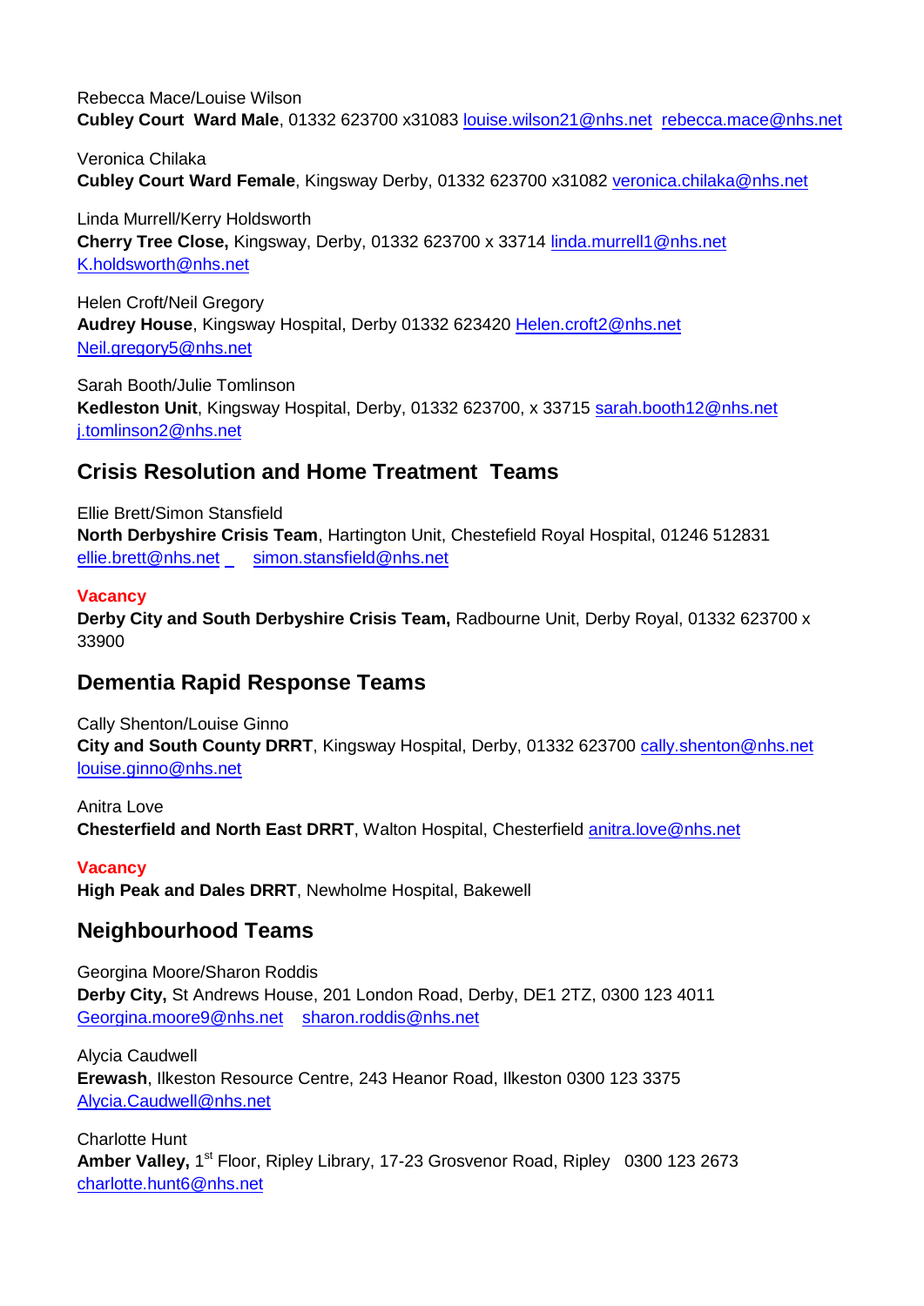Rebecca Mace/Louise Wilson
**Cubley Court Ward Male**, 01332 623700 x31083 louise.wilson21@nhs.net rebecca.mace@nhs.net

Veronica Chilaka
**Cubley Court Ward Female**, Kingsway Derby, 01332 623700 x31082 veronica.chilaka@nhs.net

Linda Murrell/Kerry Holdsworth
**Cherry Tree Close,** Kingsway, Derby, 01332 623700 x 33714 linda.murrell1@nhs.net K.holdsworth@nhs.net

Helen Croft/Neil Gregory
**Audrey House**, Kingsway Hospital, Derby 01332 623420 Helen.croft2@nhs.net Neil.gregory5@nhs.net

Sarah Booth/Julie Tomlinson
**Kedleston Unit**, Kingsway Hospital, Derby, 01332 623700, x 33715 sarah.booth12@nhs.net j.tomlinson2@nhs.net

## Crisis Resolution and Home Treatment Teams

Ellie Brett/Simon Stansfield
**North Derbyshire Crisis Team**, Hartington Unit, Chestefield Royal Hospital, 01246 512831 ellie.brett@nhs.net simon.stansfield@nhs.net

**Vacancy**
**Derby City and South Derbyshire Crisis Team,** Radbourne Unit, Derby Royal, 01332 623700 x 33900

## Dementia Rapid Response Teams

Cally Shenton/Louise Ginno
**City and South County DRRT**, Kingsway Hospital, Derby, 01332 623700 cally.shenton@nhs.net louise.ginno@nhs.net

Anitra Love
**Chesterfield and North East DRRT**, Walton Hospital, Chesterfield anitra.love@nhs.net

**Vacancy**
**High Peak and Dales DRRT**, Newholme Hospital, Bakewell

## Neighbourhood Teams

Georgina Moore/Sharon Roddis
**Derby City,** St Andrews House, 201 London Road, Derby, DE1 2TZ, 0300 123 4011 Georgina.moore9@nhs.net sharon.roddis@nhs.net

Alycia Caudwell
**Erewash**, Ilkeston Resource Centre, 243 Heanor Road, Ilkeston 0300 123 3375 Alycia.Caudwell@nhs.net

Charlotte Hunt
**Amber Valley,** 1st Floor, Ripley Library, 17-23 Grosvenor Road, Ripley 0300 123 2673 charlotte.hunt6@nhs.net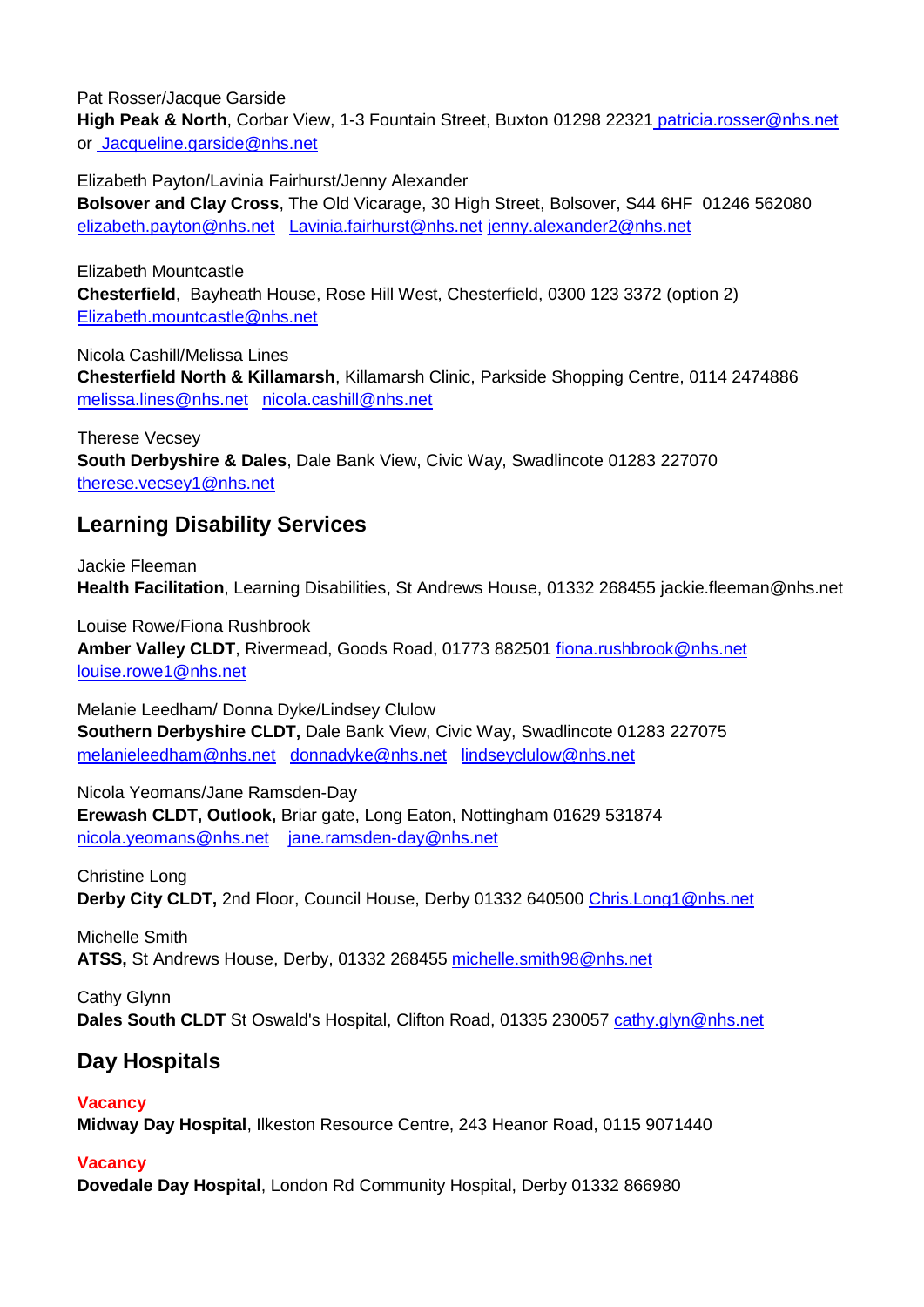Pat Rosser/Jacque Garside
**High Peak & North**, Corbar View, 1-3 Fountain Street, Buxton 01298 22321 patricia.rosser@nhs.net or Jacqueline.garside@nhs.net

Elizabeth Payton/Lavinia Fairhurst/Jenny Alexander
**Bolsover and Clay Cross**, The Old Vicarage, 30 High Street, Bolsover, S44 6HF 01246 562080 elizabeth.payton@nhs.net Lavinia.fairhurst@nhs.net jenny.alexander2@nhs.net

Elizabeth Mountcastle
**Chesterfield**, Bayheath House, Rose Hill West, Chesterfield, 0300 123 3372 (option 2) Elizabeth.mountcastle@nhs.net

Nicola Cashill/Melissa Lines
**Chesterfield North & Killamarsh**, Killamarsh Clinic, Parkside Shopping Centre, 0114 2474886 melissa.lines@nhs.net nicola.cashill@nhs.net

Therese Vecsey
**South Derbyshire & Dales**, Dale Bank View, Civic Way, Swadlincote 01283 227070 therese.vecsey1@nhs.net

## Learning Disability Services

Jackie Fleeman
**Health Facilitation**, Learning Disabilities, St Andrews House, 01332 268455 jackie.fleeman@nhs.net

Louise Rowe/Fiona Rushbrook
**Amber Valley CLDT**, Rivermead, Goods Road, 01773 882501 fiona.rushbrook@nhs.net louise.rowe1@nhs.net

Melanie Leedham/ Donna Dyke/Lindsey Clulow
**Southern Derbyshire CLDT,** Dale Bank View, Civic Way, Swadlincote 01283 227075 melanieleedham@nhs.net donnadyke@nhs.net lindseyclulow@nhs.net

Nicola Yeomans/Jane Ramsden-Day
**Erewash CLDT, Outlook,** Briar gate, Long Eaton, Nottingham 01629 531874 nicola.yeomans@nhs.net jane.ramsden-day@nhs.net

Christine Long
**Derby City CLDT,** 2nd Floor, Council House, Derby 01332 640500 Chris.Long1@nhs.net

Michelle Smith
**ATSS,** St Andrews House, Derby, 01332 268455 michelle.smith98@nhs.net

Cathy Glynn
**Dales South CLDT** St Oswald's Hospital, Clifton Road, 01335 230057 cathy.glyn@nhs.net

## Day Hospitals

**Vacancy**
**Midway Day Hospital**, Ilkeston Resource Centre, 243 Heanor Road, 0115 9071440

**Vacancy**
**Dovedale Day Hospital**, London Rd Community Hospital, Derby 01332 866980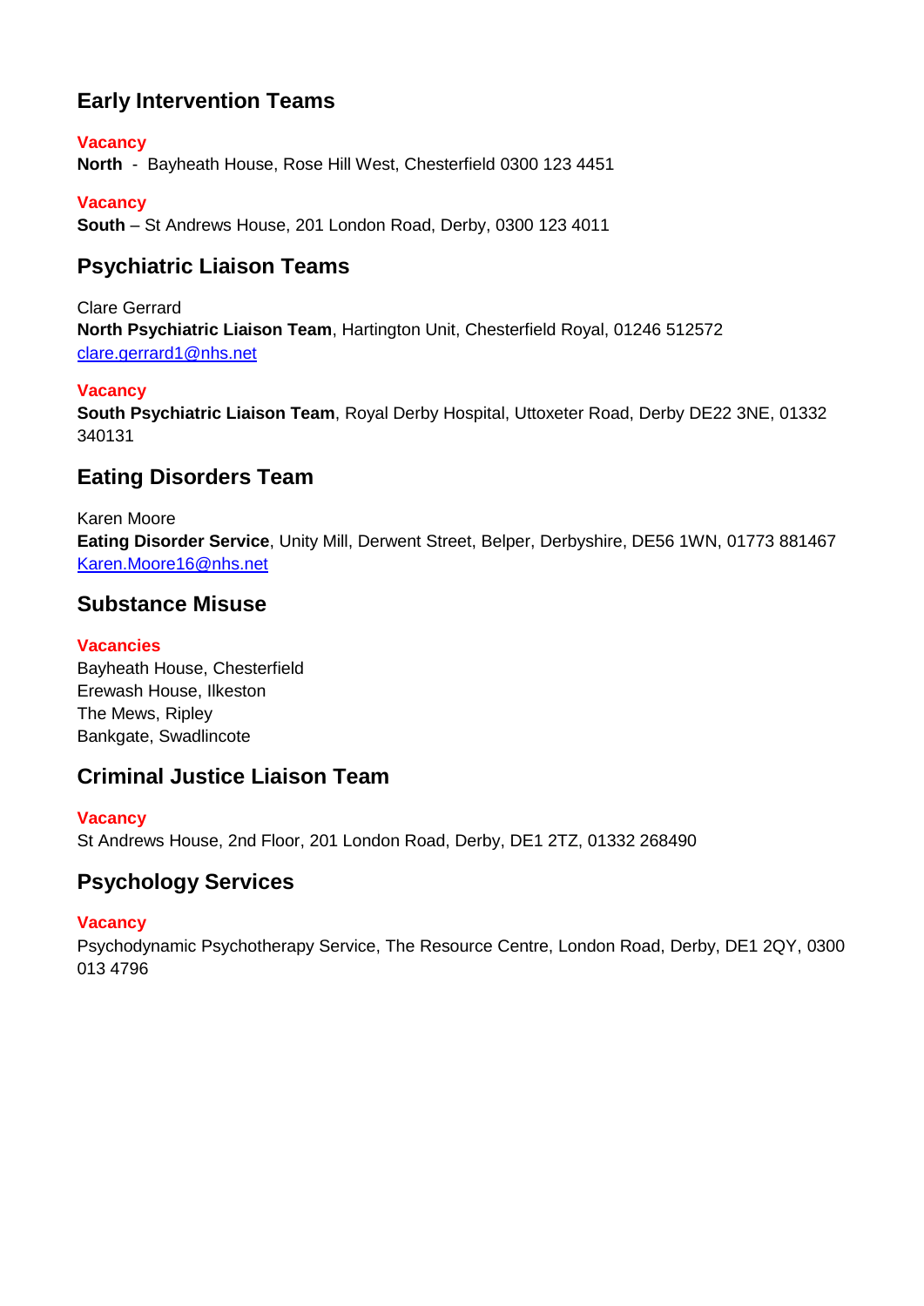## Early Intervention Teams

**Vacancy**
**North** - Bayheath House, Rose Hill West, Chesterfield 0300 123 4451

**Vacancy**
**South** – St Andrews House, 201 London Road, Derby, 0300 123 4011

## Psychiatric Liaison Teams

Clare Gerrard
**North Psychiatric Liaison Team**, Hartington Unit, Chesterfield Royal, 01246 512572
clare.gerrard1@nhs.net

**Vacancy**
**South Psychiatric Liaison Team**, Royal Derby Hospital, Uttoxeter Road, Derby DE22 3NE, 01332 340131

## Eating Disorders Team

Karen Moore
**Eating Disorder Service**, Unity Mill, Derwent Street, Belper, Derbyshire, DE56 1WN, 01773 881467
Karen.Moore16@nhs.net

## Substance Misuse

**Vacancies**
Bayheath House, Chesterfield
Erewash House, Ilkeston
The Mews, Ripley
Bankgate, Swadlincote

## Criminal Justice Liaison Team

**Vacancy**
St Andrews House, 2nd Floor, 201 London Road, Derby, DE1 2TZ, 01332 268490

## Psychology Services

**Vacancy**
Psychodynamic Psychotherapy Service, The Resource Centre, London Road, Derby, DE1 2QY, 0300 013 4796